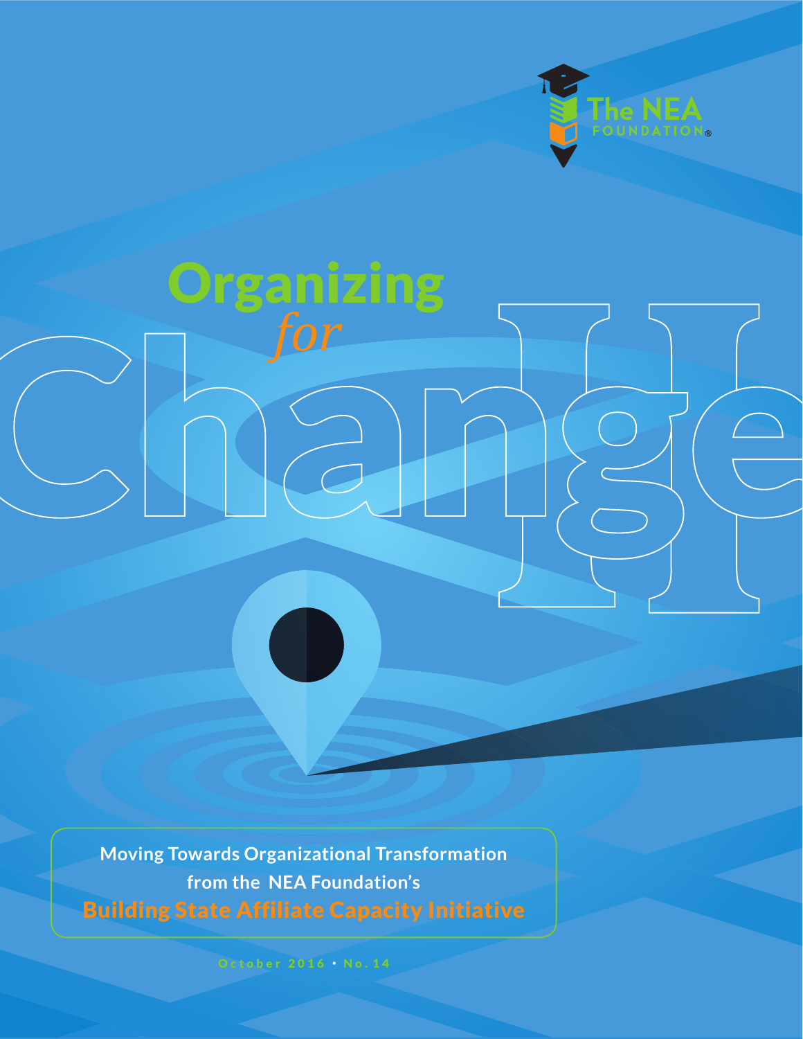The NEA FOUNDATION®

# Organizing *for* Change

**Moving Towards Organizational Transformation from the NEA Foundation's**

**Building State Affiliate Capacity Initiative**

October 2016 • No. 14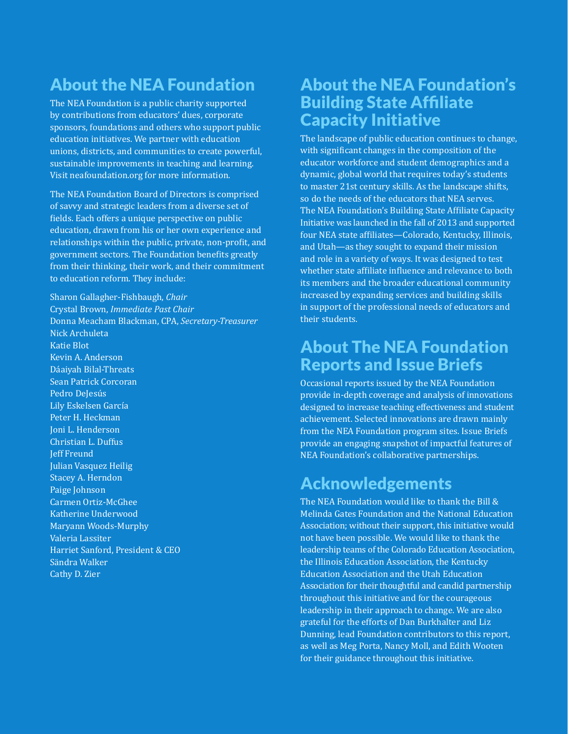## About the NEA Foundation

The NEA Foundation is a public charity supported by contributions from educators' dues, corporate sponsors, foundations and others who support public education initiatives. We partner with education unions, districts, and communities to create powerful, sustainable improvements in teaching and learning. Visit neafoundation.org for more information.

The NEA Foundation Board of Directors is comprised of savvy and strategic leaders from a diverse set of fields. Each offers a unique perspective on public education, drawn from his or her own experience and relationships within the public, private, non-profit, and government sectors. The Foundation benefits greatly from their thinking, their work, and their commitment to education reform. They include:

Sharon Gallagher-Fishbaugh, *Chair*
Crystal Brown, *Immediate Past Chair*
Donna Meacham Blackman, CPA, *Secretary-Treasurer*
Nick Archuleta
Katie Blot
Kevin A. Anderson
Dáaiyah Bilal-Threats
Sean Patrick Corcoran
Pedro DeJesús
Lily Eskelsen García
Peter H. Heckman
Joni L. Henderson
Christian L. Duffus
Jeff Freund
Julian Vasquez Heilig
Stacey A. Herndon
Paige Johnson
Carmen Ortiz-McGhee
Katherine Underwood
Maryann Woods-Murphy
Valeria Lassiter
Harriet Sanford, President & CEO
Sändra Walker
Cathy D. Zier

## About the NEA Foundation's Building State Affiliate Capacity Initiative

The landscape of public education continues to change, with significant changes in the composition of the educator workforce and student demographics and a dynamic, global world that requires today's students to master 21st century skills. As the landscape shifts, so do the needs of the educators that NEA serves. The NEA Foundation's Building State Affiliate Capacity Initiative was launched in the fall of 2013 and supported four NEA state affiliates—Colorado, Kentucky, Illinois, and Utah—as they sought to expand their mission and role in a variety of ways. It was designed to test whether state affiliate influence and relevance to both its members and the broader educational community increased by expanding services and building skills in support of the professional needs of educators and their students.

## About The NEA Foundation Reports and Issue Briefs

Occasional reports issued by the NEA Foundation provide in-depth coverage and analysis of innovations designed to increase teaching effectiveness and student achievement. Selected innovations are drawn mainly from the NEA Foundation program sites. Issue Briefs provide an engaging snapshot of impactful features of NEA Foundation's collaborative partnerships.

## Acknowledgements

The NEA Foundation would like to thank the Bill & Melinda Gates Foundation and the National Education Association; without their support, this initiative would not have been possible. We would like to thank the leadership teams of the Colorado Education Association, the Illinois Education Association, the Kentucky Education Association and the Utah Education Association for their thoughtful and candid partnership throughout this initiative and for the courageous leadership in their approach to change. We are also grateful for the efforts of Dan Burkhalter and Liz Dunning, lead Foundation contributors to this report, as well as Meg Porta, Nancy Moll, and Edith Wooten for their guidance throughout this initiative.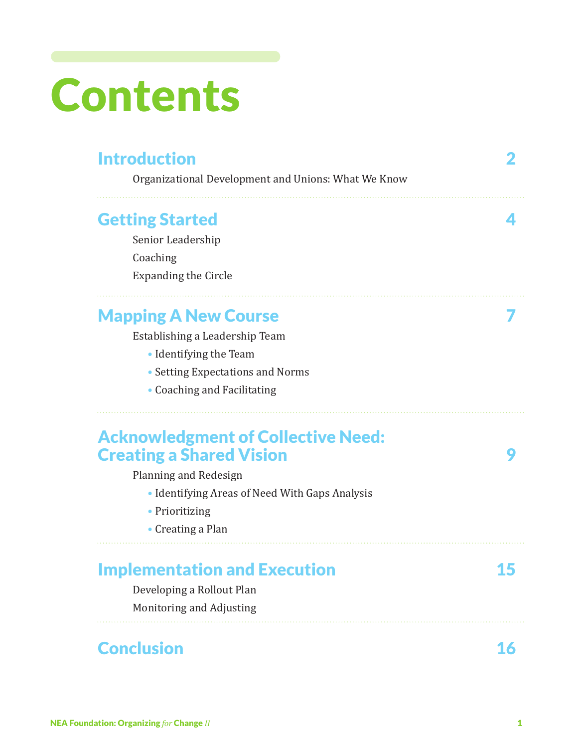# Contents

## Introduction 2

Organizational Development and Unions: What We Know

## Getting Started 4

Senior Leadership

Coaching

Expanding the Circle

## Mapping A New Course 7

Establishing a Leadership Team

- Identifying the Team
- Setting Expectations and Norms
- Coaching and Facilitating

## Acknowledgment of Collective Need: Creating a Shared Vision 9

Planning and Redesign

- Identifying Areas of Need With Gaps Analysis
- Prioritizing
- Creating a Plan

## Implementation and Execution 15

Developing a Rollout Plan

Monitoring and Adjusting

## Conclusion 16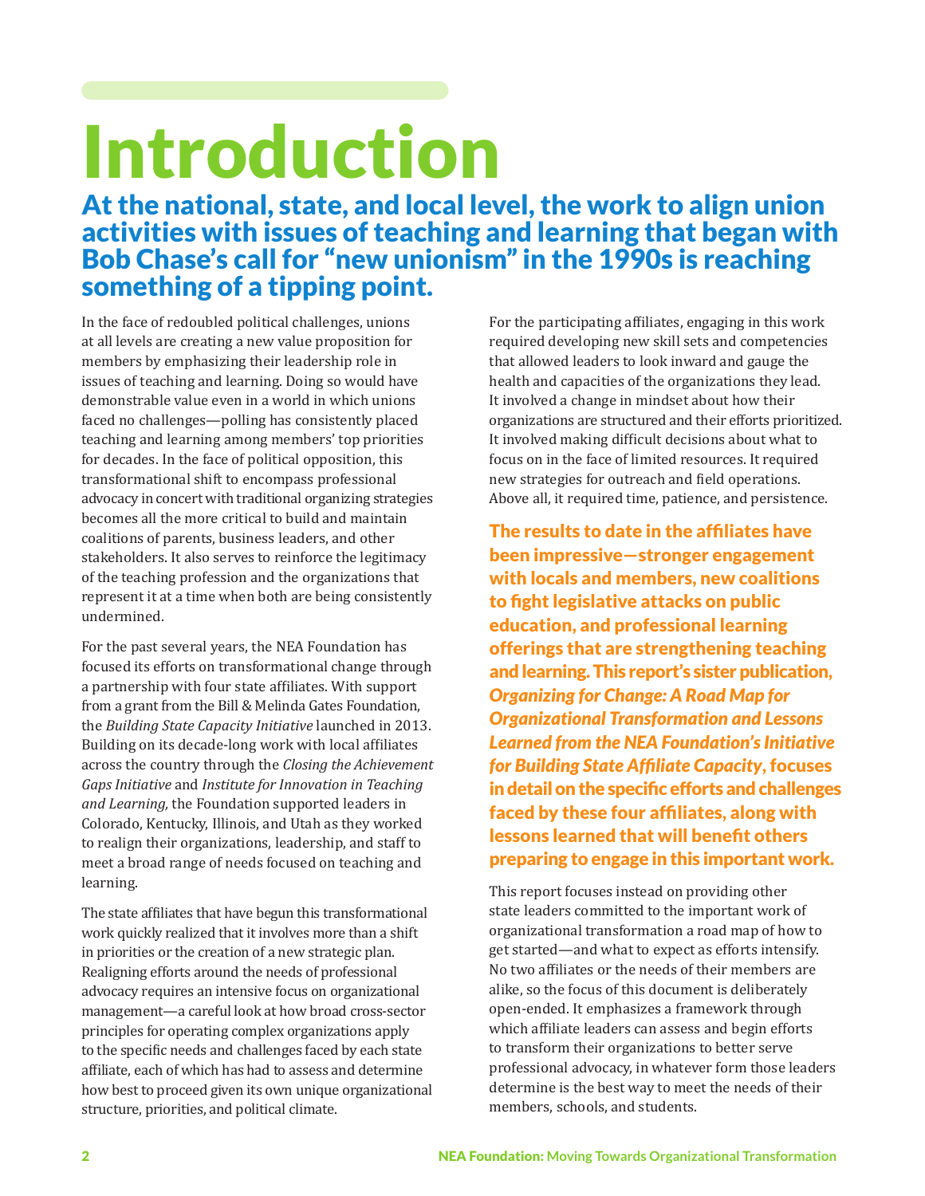# Introduction

## At the national, state, and local level, the work to align union activities with issues of teaching and learning that began with Bob Chase's call for "new unionism" in the 1990s is reaching something of a tipping point.

In the face of redoubled political challenges, unions at all levels are creating a new value proposition for members by emphasizing their leadership role in issues of teaching and learning. Doing so would have demonstrable value even in a world in which unions faced no challenges—polling has consistently placed teaching and learning among members' top priorities for decades. In the face of political opposition, this transformational shift to encompass professional advocacy in concert with traditional organizing strategies becomes all the more critical to build and maintain coalitions of parents, business leaders, and other stakeholders. It also serves to reinforce the legitimacy of the teaching profession and the organizations that represent it at a time when both are being consistently undermined.

For the past several years, the NEA Foundation has focused its efforts on transformational change through a partnership with four state affiliates. With support from a grant from the Bill & Melinda Gates Foundation, the *Building State Capacity Initiative* launched in 2013. Building on its decade-long work with local affiliates across the country through the *Closing the Achievement Gaps Initiative* and *Institute for Innovation in Teaching and Learning,* the Foundation supported leaders in Colorado, Kentucky, Illinois, and Utah as they worked to realign their organizations, leadership, and staff to meet a broad range of needs focused on teaching and learning.

The state affiliates that have begun this transformational work quickly realized that it involves more than a shift in priorities or the creation of a new strategic plan. Realigning efforts around the needs of professional advocacy requires an intensive focus on organizational management—a careful look at how broad cross-sector principles for operating complex organizations apply to the specific needs and challenges faced by each state affiliate, each of which has had to assess and determine how best to proceed given its own unique organizational structure, priorities, and political climate.

For the participating affiliates, engaging in this work required developing new skill sets and competencies that allowed leaders to look inward and gauge the health and capacities of the organizations they lead. It involved a change in mindset about how their organizations are structured and their efforts prioritized. It involved making difficult decisions about what to focus on in the face of limited resources. It required new strategies for outreach and field operations. Above all, it required time, patience, and persistence.

**The results to date in the affiliates have been impressive—stronger engagement with locals and members, new coalitions to fight legislative attacks on public education, and professional learning offerings that are strengthening teaching and learning. This report's sister publication, *Organizing for Change: A Road Map for Organizational Transformation and Lessons Learned from the NEA Foundation's Initiative for Building State Affiliate Capacity*, focuses in detail on the specific efforts and challenges faced by these four affiliates, along with lessons learned that will benefit others preparing to engage in this important work.**

This report focuses instead on providing other state leaders committed to the important work of organizational transformation a road map of how to get started—and what to expect as efforts intensify. No two affiliates or the needs of their members are alike, so the focus of this document is deliberately open-ended. It emphasizes a framework through which affiliate leaders can assess and begin efforts to transform their organizations to better serve professional advocacy, in whatever form those leaders determine is the best way to meet the needs of their members, schools, and students.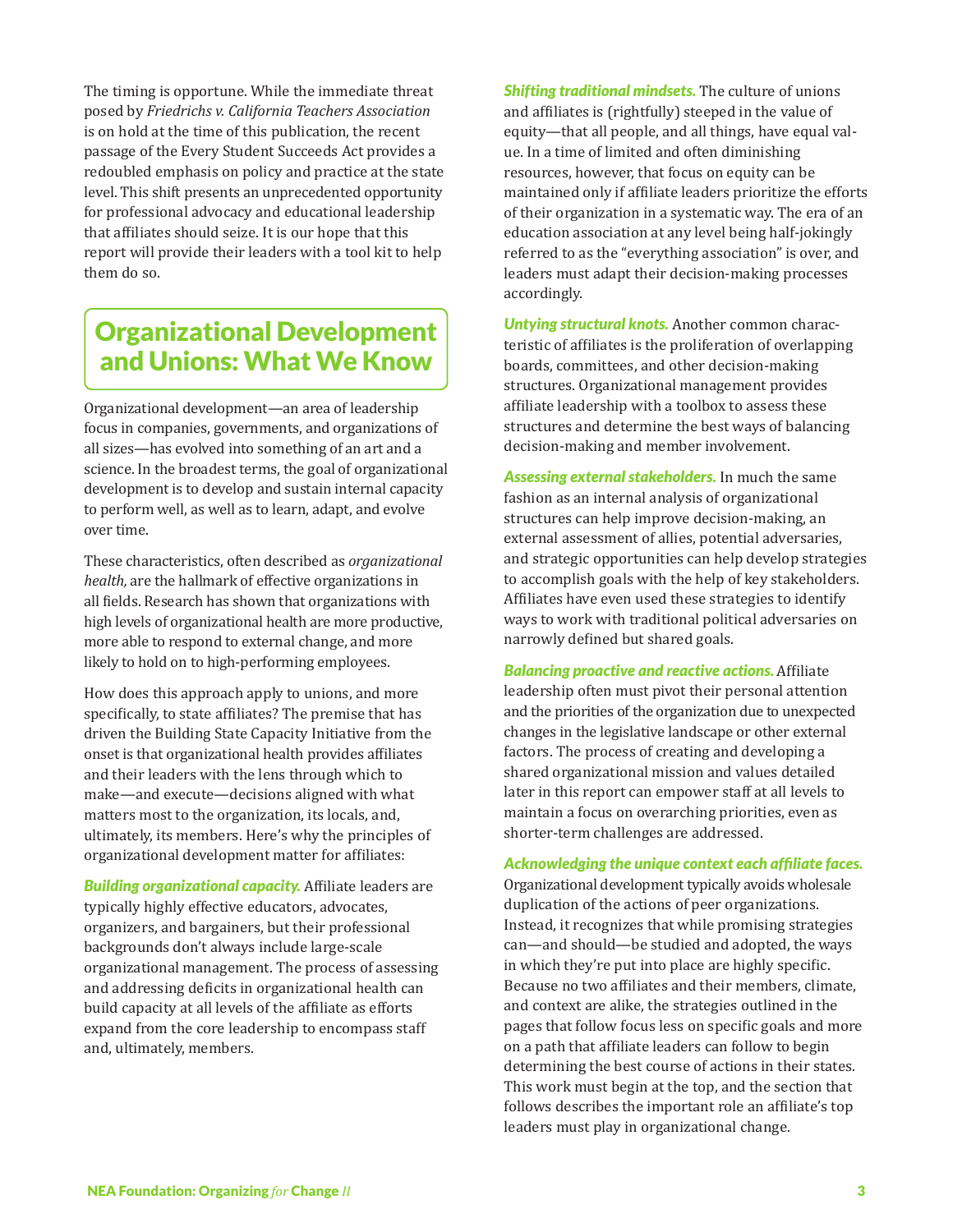The timing is opportune. While the immediate threat posed by *Friedrichs v. California Teachers Association* is on hold at the time of this publication, the recent passage of the Every Student Succeeds Act provides a redoubled emphasis on policy and practice at the state level. This shift presents an unprecedented opportunity for professional advocacy and educational leadership that affiliates should seize. It is our hope that this report will provide their leaders with a tool kit to help them do so.

## Organizational Development and Unions: What We Know

Organizational development—an area of leadership focus in companies, governments, and organizations of all sizes—has evolved into something of an art and a science. In the broadest terms, the goal of organizational development is to develop and sustain internal capacity to perform well, as well as to learn, adapt, and evolve over time.

These characteristics, often described as *organizational health,* are the hallmark of effective organizations in all fields. Research has shown that organizations with high levels of organizational health are more productive, more able to respond to external change, and more likely to hold on to high-performing employees.

How does this approach apply to unions, and more specifically, to state affiliates? The premise that has driven the Building State Capacity Initiative from the onset is that organizational health provides affiliates and their leaders with the lens through which to make—and execute—decisions aligned with what matters most to the organization, its locals, and, ultimately, its members. Here's why the principles of organizational development matter for affiliates:

***Building organizational capacity.*** Affiliate leaders are typically highly effective educators, advocates, organizers, and bargainers, but their professional backgrounds don't always include large-scale organizational management. The process of assessing and addressing deficits in organizational health can build capacity at all levels of the affiliate as efforts expand from the core leadership to encompass staff and, ultimately, members.

***Shifting traditional mindsets.*** The culture of unions and affiliates is (rightfully) steeped in the value of equity—that all people, and all things, have equal value. In a time of limited and often diminishing resources, however, that focus on equity can be maintained only if affiliate leaders prioritize the efforts of their organization in a systematic way. The era of an education association at any level being half-jokingly referred to as the "everything association" is over, and leaders must adapt their decision-making processes accordingly.

***Untying structural knots.*** Another common characteristic of affiliates is the proliferation of overlapping boards, committees, and other decision-making structures. Organizational management provides affiliate leadership with a toolbox to assess these structures and determine the best ways of balancing decision-making and member involvement.

***Assessing external stakeholders.*** In much the same fashion as an internal analysis of organizational structures can help improve decision-making, an external assessment of allies, potential adversaries, and strategic opportunities can help develop strategies to accomplish goals with the help of key stakeholders. Affiliates have even used these strategies to identify ways to work with traditional political adversaries on narrowly defined but shared goals.

***Balancing proactive and reactive actions.*** Affiliate leadership often must pivot their personal attention and the priorities of the organization due to unexpected changes in the legislative landscape or other external factors. The process of creating and developing a shared organizational mission and values detailed later in this report can empower staff at all levels to maintain a focus on overarching priorities, even as shorter-term challenges are addressed.

***Acknowledging the unique context each affiliate faces.*** Organizational development typically avoids wholesale duplication of the actions of peer organizations. Instead, it recognizes that while promising strategies can—and should—be studied and adopted, the ways in which they're put into place are highly specific. Because no two affiliates and their members, climate, and context are alike, the strategies outlined in the pages that follow focus less on specific goals and more on a path that affiliate leaders can follow to begin determining the best course of actions in their states. This work must begin at the top, and the section that follows describes the important role an affiliate's top leaders must play in organizational change.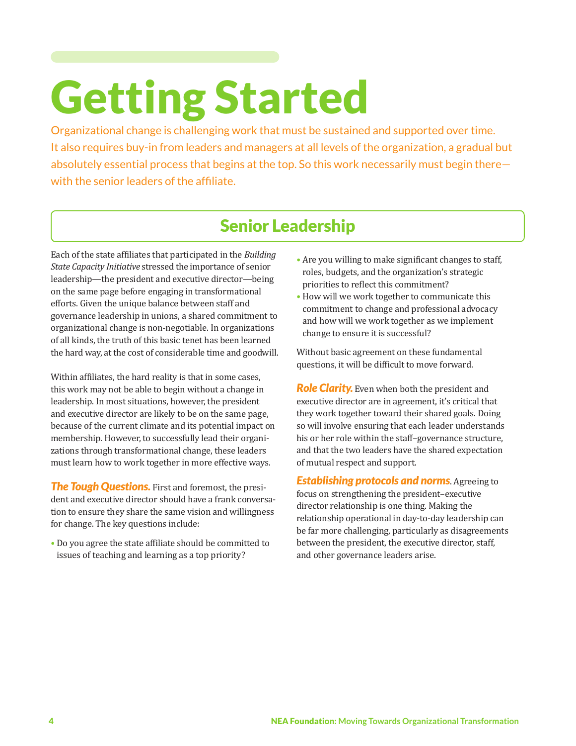# Getting Started

Organizational change is challenging work that must be sustained and supported over time. It also requires buy-in from leaders and managers at all levels of the organization, a gradual but absolutely essential process that begins at the top. So this work necessarily must begin there—with the senior leaders of the affiliate.

## Senior Leadership

Each of the state affiliates that participated in the *Building State Capacity Initiative* stressed the importance of senior leadership—the president and executive director—being on the same page before engaging in transformational efforts. Given the unique balance between staff and governance leadership in unions, a shared commitment to organizational change is non-negotiable. In organizations of all kinds, the truth of this basic tenet has been learned the hard way, at the cost of considerable time and goodwill.

Within affiliates, the hard reality is that in some cases, this work may not be able to begin without a change in leadership. In most situations, however, the president and executive director are likely to be on the same page, because of the current climate and its potential impact on membership. However, to successfully lead their organizations through transformational change, these leaders must learn how to work together in more effective ways.

***The Tough Questions.*** First and foremost, the president and executive director should have a frank conversation to ensure they share the same vision and willingness for change. The key questions include:

- Do you agree the state affiliate should be committed to issues of teaching and learning as a top priority?
- Are you willing to make significant changes to staff, roles, budgets, and the organization's strategic priorities to reflect this commitment?
- How will we work together to communicate this commitment to change and professional advocacy and how will we work together as we implement change to ensure it is successful?

Without basic agreement on these fundamental questions, it will be difficult to move forward.

***Role Clarity.*** Even when both the president and executive director are in agreement, it's critical that they work together toward their shared goals. Doing so will involve ensuring that each leader understands his or her role within the staff–governance structure, and that the two leaders have the shared expectation of mutual respect and support.

***Establishing protocols and norms***. Agreeing to focus on strengthening the president–executive director relationship is one thing. Making the relationship operational in day-to-day leadership can be far more challenging, particularly as disagreements between the president, the executive director, staff, and other governance leaders arise.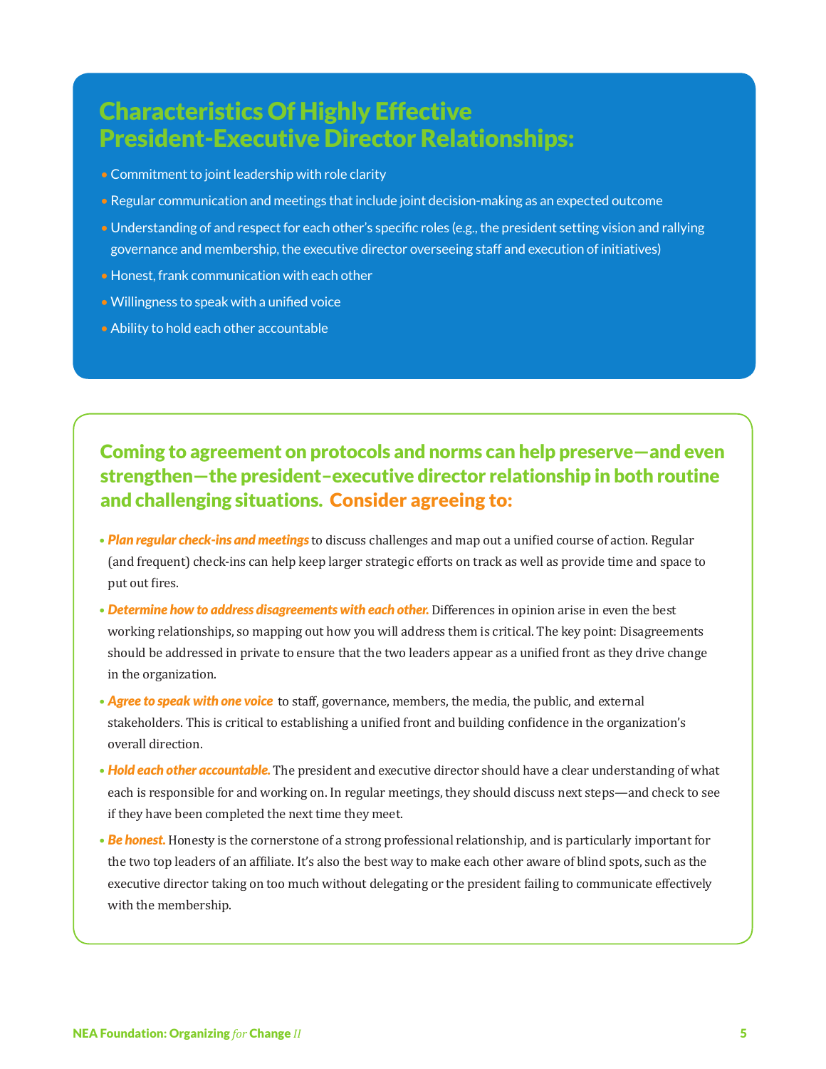## Characteristics Of Highly Effective President-Executive Director Relationships:

- Commitment to joint leadership with role clarity
- Regular communication and meetings that include joint decision-making as an expected outcome
- Understanding of and respect for each other's specific roles (e.g., the president setting vision and rallying governance and membership, the executive director overseeing staff and execution of initiatives)
- Honest, frank communication with each other
- Willingness to speak with a unified voice
- Ability to hold each other accountable

## Coming to agreement on protocols and norms can help preserve—and even strengthen—the president–executive director relationship in both routine and challenging situations. Consider agreeing to:

- ***Plan regular check-ins and meetings*** to discuss challenges and map out a unified course of action. Regular (and frequent) check-ins can help keep larger strategic efforts on track as well as provide time and space to put out fires.
- ***Determine how to address disagreements with each other.*** Differences in opinion arise in even the best working relationships, so mapping out how you will address them is critical. The key point: Disagreements should be addressed in private to ensure that the two leaders appear as a unified front as they drive change in the organization.
- ***Agree to speak with one voice*** to staff, governance, members, the media, the public, and external stakeholders. This is critical to establishing a unified front and building confidence in the organization's overall direction.
- ***Hold each other accountable.*** The president and executive director should have a clear understanding of what each is responsible for and working on. In regular meetings, they should discuss next steps—and check to see if they have been completed the next time they meet.
- ***Be honest.*** Honesty is the cornerstone of a strong professional relationship, and is particularly important for the two top leaders of an affiliate. It's also the best way to make each other aware of blind spots, such as the executive director taking on too much without delegating or the president failing to communicate effectively with the membership.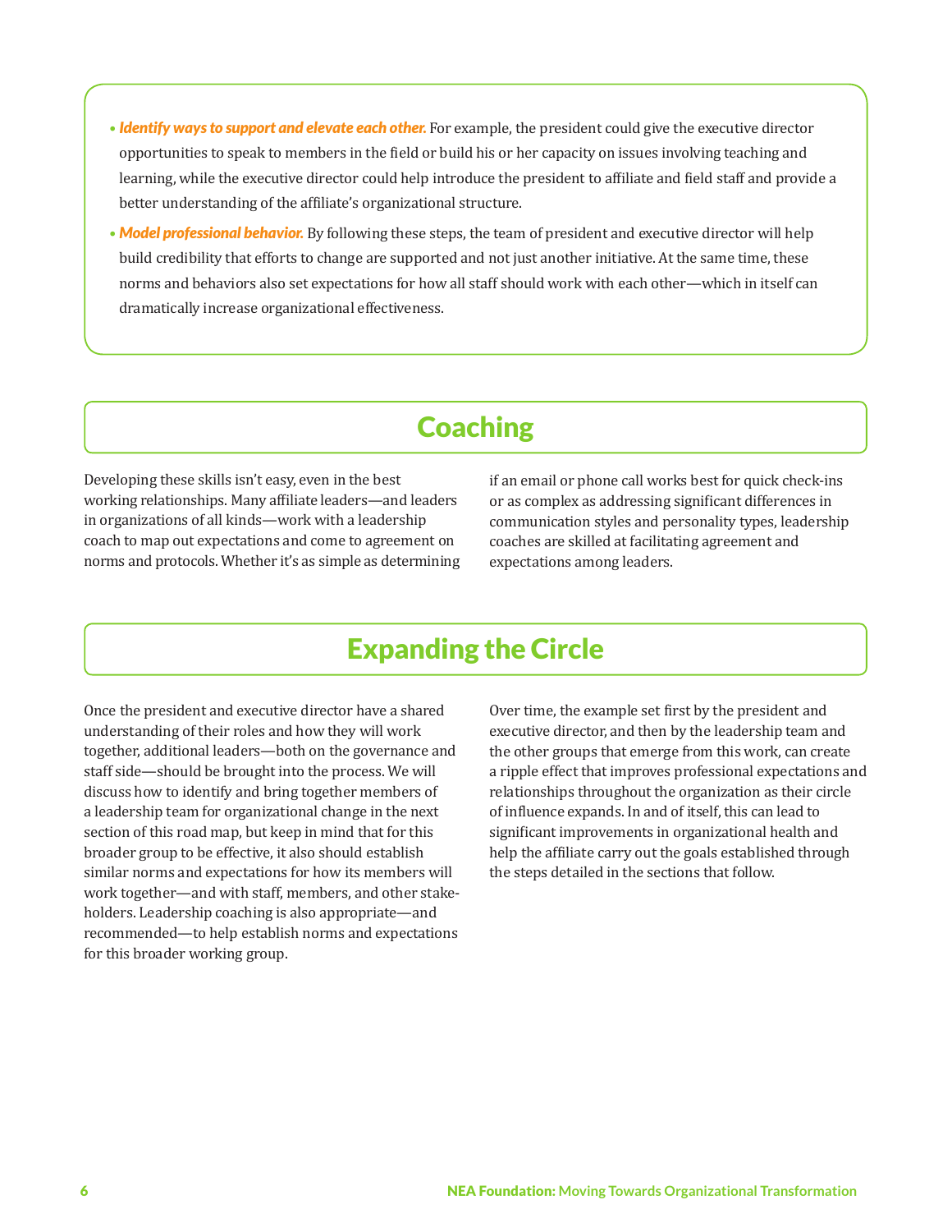- ***Identify ways to support and elevate each other.*** For example, the president could give the executive director opportunities to speak to members in the field or build his or her capacity on issues involving teaching and learning, while the executive director could help introduce the president to affiliate and field staff and provide a better understanding of the affiliate's organizational structure.
- ***Model professional behavior.*** By following these steps, the team of president and executive director will help build credibility that efforts to change are supported and not just another initiative. At the same time, these norms and behaviors also set expectations for how all staff should work with each other—which in itself can dramatically increase organizational effectiveness.

## Coaching

Developing these skills isn't easy, even in the best working relationships. Many affiliate leaders—and leaders in organizations of all kinds—work with a leadership coach to map out expectations and come to agreement on norms and protocols. Whether it's as simple as determining if an email or phone call works best for quick check-ins or as complex as addressing significant differences in communication styles and personality types, leadership coaches are skilled at facilitating agreement and expectations among leaders.

## Expanding the Circle

Once the president and executive director have a shared understanding of their roles and how they will work together, additional leaders—both on the governance and staff side—should be brought into the process. We will discuss how to identify and bring together members of a leadership team for organizational change in the next section of this road map, but keep in mind that for this broader group to be effective, it also should establish similar norms and expectations for how its members will work together—and with staff, members, and other stakeholders. Leadership coaching is also appropriate—and recommended—to help establish norms and expectations for this broader working group.

Over time, the example set first by the president and executive director, and then by the leadership team and the other groups that emerge from this work, can create a ripple effect that improves professional expectations and relationships throughout the organization as their circle of influence expands. In and of itself, this can lead to significant improvements in organizational health and help the affiliate carry out the goals established through the steps detailed in the sections that follow.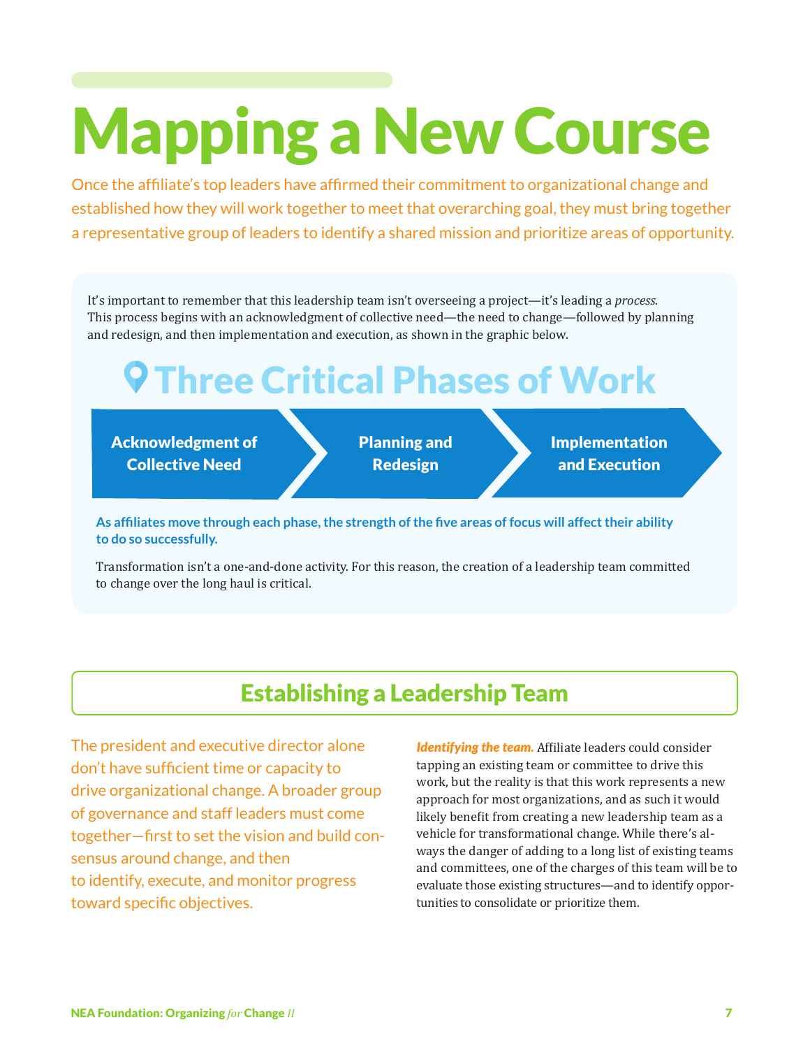# Mapping a New Course

Once the affiliate's top leaders have affirmed their commitment to organizational change and established how they will work together to meet that overarching goal, they must bring together a representative group of leaders to identify a shared mission and prioritize areas of opportunity.

It's important to remember that this leadership team isn't overseeing a project—it's leading a *process.* This process begins with an acknowledgment of collective need—the need to change—followed by planning and redesign, and then implementation and execution, as shown in the graphic below.

## Three Critical Phases of Work

**Acknowledgment of Collective Need** → **Planning and Redesign** → **Implementation and Execution**

**As affiliates move through each phase, the strength of the five areas of focus will affect their ability to do so successfully.**

Transformation isn't a one-and-done activity. For this reason, the creation of a leadership team committed to change over the long haul is critical.

## Establishing a Leadership Team

The president and executive director alone don't have sufficient time or capacity to drive organizational change. A broader group of governance and staff leaders must come together—first to set the vision and build consensus around change, and then to identify, execute, and monitor progress toward specific objectives.

***Identifying the team.*** Affiliate leaders could consider tapping an existing team or committee to drive this work, but the reality is that this work represents a new approach for most organizations, and as such it would likely benefit from creating a new leadership team as a vehicle for transformational change. While there's always the danger of adding to a long list of existing teams and committees, one of the charges of this team will be to evaluate those existing structures—and to identify opportunities to consolidate or prioritize them.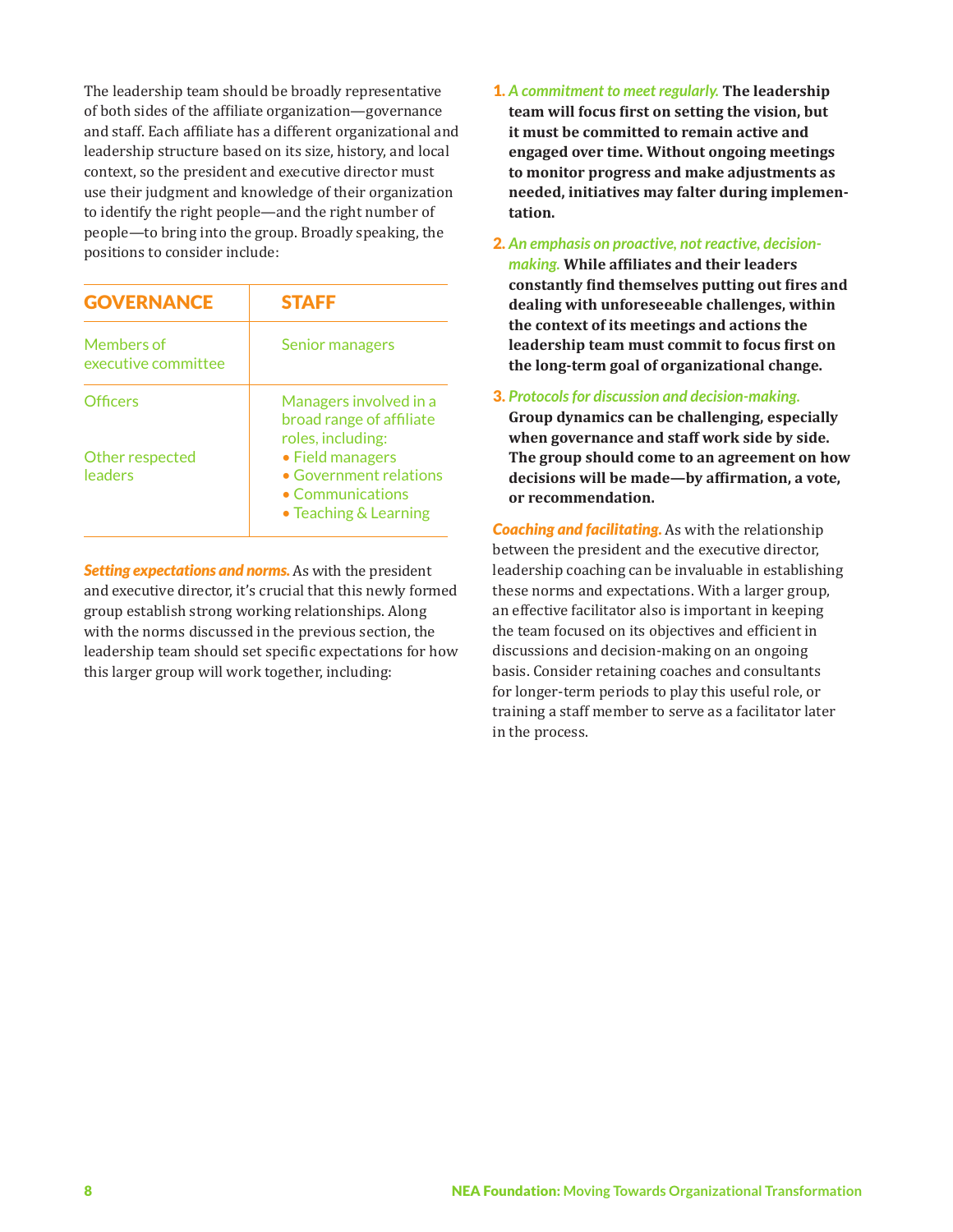The leadership team should be broadly representative of both sides of the affiliate organization—governance and staff. Each affiliate has a different organizational and leadership structure based on its size, history, and local context, so the president and executive director must use their judgment and knowledge of their organization to identify the right people—and the right number of people—to bring into the group. Broadly speaking, the positions to consider include:

| GOVERNANCE | STAFF |
|---|---|
| Members of executive committee | Senior managers |
| Officers<br><br>Other respected leaders | Managers involved in a broad range of affiliate roles, including:<br>• Field managers<br>• Government relations<br>• Communications<br>• Teaching & Learning |

***Setting expectations and norms.*** As with the president and executive director, it's crucial that this newly formed group establish strong working relationships. Along with the norms discussed in the previous section, the leadership team should set specific expectations for how this larger group will work together, including:

1. *A commitment to meet regularly.* **The leadership team will focus first on setting the vision, but it must be committed to remain active and engaged over time. Without ongoing meetings to monitor progress and make adjustments as needed, initiatives may falter during implementation.**
2. *An emphasis on proactive, not reactive, decision-making.* **While affiliates and their leaders constantly find themselves putting out fires and dealing with unforeseeable challenges, within the context of its meetings and actions the leadership team must commit to focus first on the long-term goal of organizational change.**
3. *Protocols for discussion and decision-making.* **Group dynamics can be challenging, especially when governance and staff work side by side. The group should come to an agreement on how decisions will be made—by affirmation, a vote, or recommendation.**

***Coaching and facilitating.*** As with the relationship between the president and the executive director, leadership coaching can be invaluable in establishing these norms and expectations. With a larger group, an effective facilitator also is important in keeping the team focused on its objectives and efficient in discussions and decision-making on an ongoing basis. Consider retaining coaches and consultants for longer-term periods to play this useful role, or training a staff member to serve as a facilitator later in the process.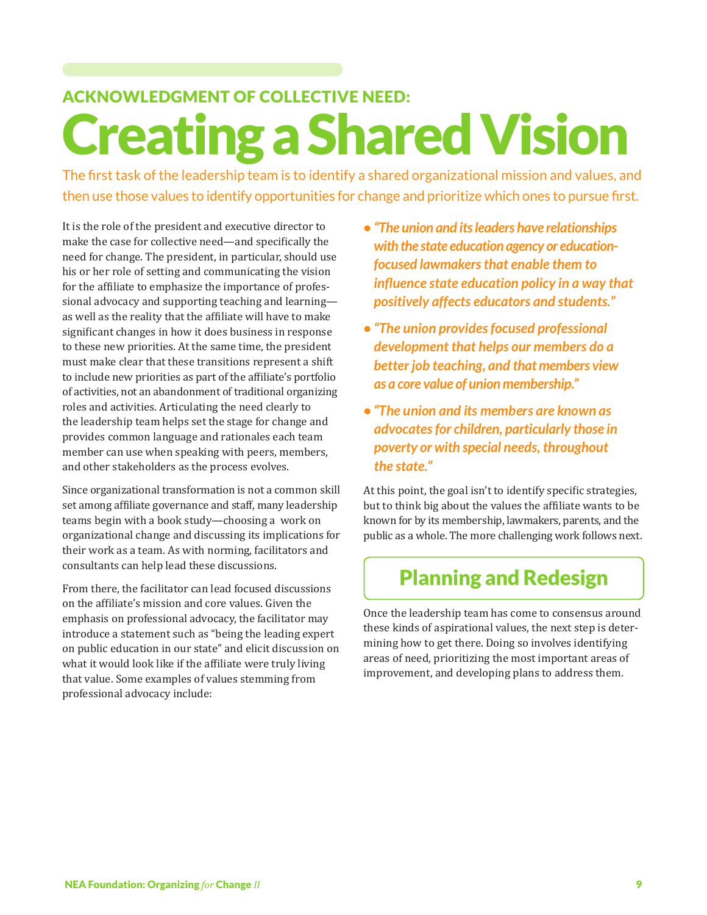## ACKNOWLEDGMENT OF COLLECTIVE NEED:

# Creating a Shared Vision

The first task of the leadership team is to identify a shared organizational mission and values, and then use those values to identify opportunities for change and prioritize which ones to pursue first.

It is the role of the president and executive director to make the case for collective need—and specifically the need for change. The president, in particular, should use his or her role of setting and communicating the vision for the affiliate to emphasize the importance of professional advocacy and supporting teaching and learning—as well as the reality that the affiliate will have to make significant changes in how it does business in response to these new priorities. At the same time, the president must make clear that these transitions represent a shift to include new priorities as part of the affiliate's portfolio of activities, not an abandonment of traditional organizing roles and activities. Articulating the need clearly to the leadership team helps set the stage for change and provides common language and rationales each team member can use when speaking with peers, members, and other stakeholders as the process evolves.

Since organizational transformation is not a common skill set among affiliate governance and staff, many leadership teams begin with a book study—choosing a work on organizational change and discussing its implications for their work as a team. As with norming, facilitators and consultants can help lead these discussions.

From there, the facilitator can lead focused discussions on the affiliate's mission and core values. Given the emphasis on professional advocacy, the facilitator may introduce a statement such as "being the leading expert on public education in our state" and elicit discussion on what it would look like if the affiliate were truly living that value. Some examples of values stemming from professional advocacy include:

- ***"The union and its leaders have relationships with the state education agency or education-focused lawmakers that enable them to influence state education policy in a way that positively affects educators and students."***
- ***"The union provides focused professional development that helps our members do a better job teaching, and that members view as a core value of union membership."***
- ***"The union and its members are known as advocates for children, particularly those in poverty or with special needs, throughout the state."***

At this point, the goal isn't to identify specific strategies, but to think big about the values the affiliate wants to be known for by its membership, lawmakers, parents, and the public as a whole. The more challenging work follows next.

## Planning and Redesign

Once the leadership team has come to consensus around these kinds of aspirational values, the next step is determining how to get there. Doing so involves identifying areas of need, prioritizing the most important areas of improvement, and developing plans to address them.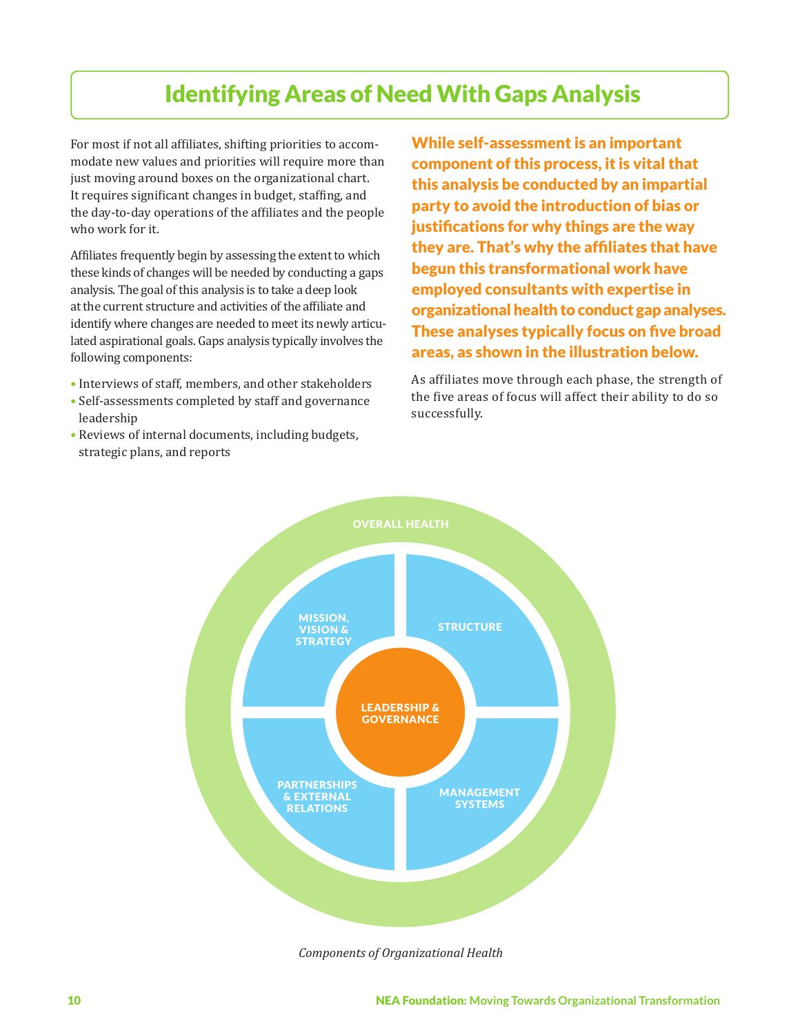# Identifying Areas of Need With Gaps Analysis

For most if not all affiliates, shifting priorities to accommodate new values and priorities will require more than just moving around boxes on the organizational chart. It requires significant changes in budget, staffing, and the day-to-day operations of the affiliates and the people who work for it.

Affiliates frequently begin by assessing the extent to which these kinds of changes will be needed by conducting a gaps analysis. The goal of this analysis is to take a deep look at the current structure and activities of the affiliate and identify where changes are needed to meet its newly articulated aspirational goals. Gaps analysis typically involves the following components:

- Interviews of staff, members, and other stakeholders
- Self-assessments completed by staff and governance leadership
- Reviews of internal documents, including budgets, strategic plans, and reports

**While self-assessment is an important component of this process, it is vital that this analysis be conducted by an impartial party to avoid the introduction of bias or justifications for why things are the way they are. That's why the affiliates that have begun this transformational work have employed consultants with expertise in organizational health to conduct gap analyses. These analyses typically focus on five broad areas, as shown in the illustration below.**

As affiliates move through each phase, the strength of the five areas of focus will affect their ability to do so successfully.

OVERALL HEALTH

MISSION, VISION & STRATEGY

STRUCTURE

LEADERSHIP & GOVERNANCE

PARTNERSHIPS & EXTERNAL RELATIONS

MANAGEMENT SYSTEMS

*Components of Organizational Health*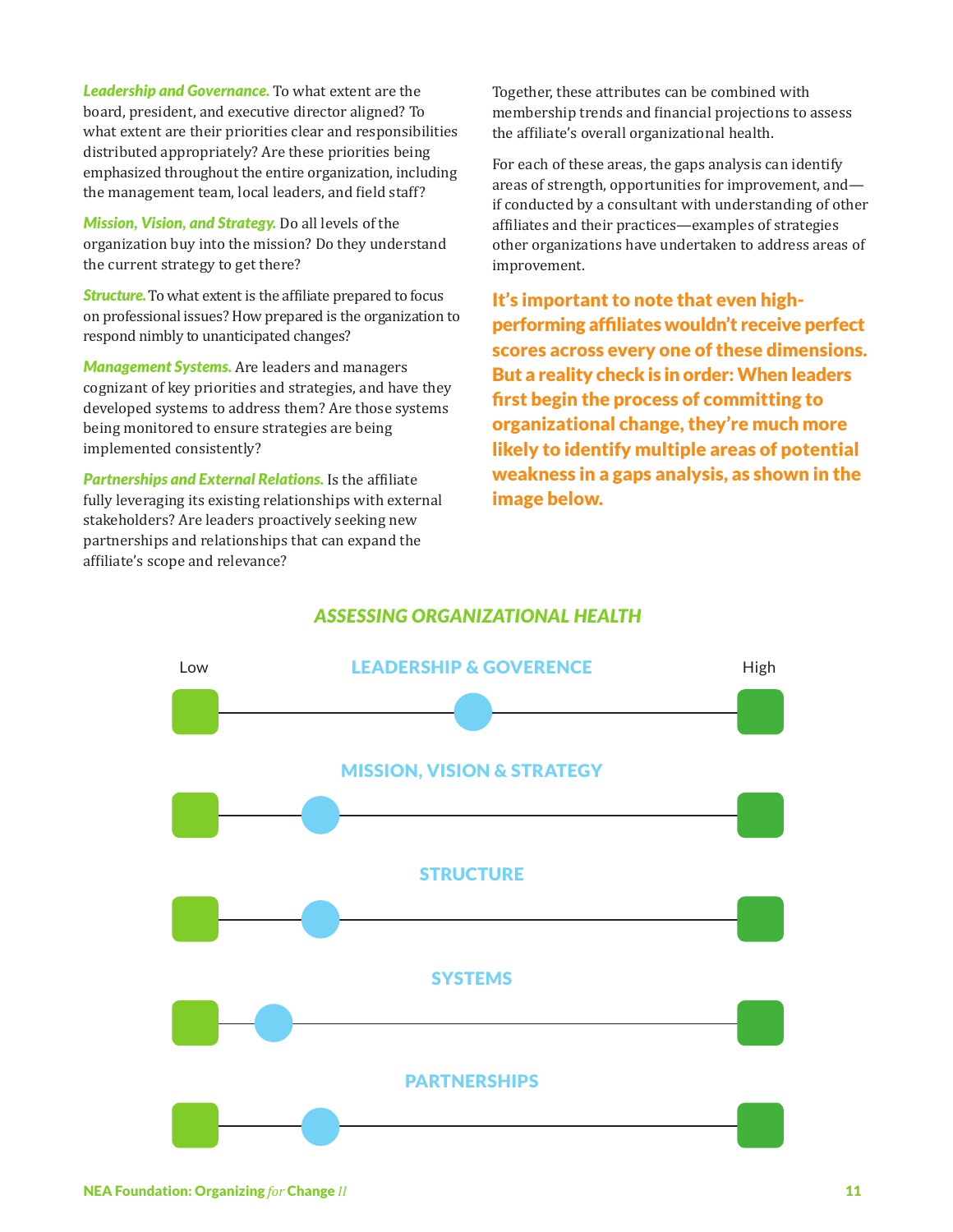***Leadership and Governance.*** To what extent are the board, president, and executive director aligned? To what extent are their priorities clear and responsibilities distributed appropriately? Are these priorities being emphasized throughout the entire organization, including the management team, local leaders, and field staff?

***Mission, Vision, and Strategy.*** Do all levels of the organization buy into the mission? Do they understand the current strategy to get there?

***Structure.*** To what extent is the affiliate prepared to focus on professional issues? How prepared is the organization to respond nimbly to unanticipated changes?

***Management Systems.*** Are leaders and managers cognizant of key priorities and strategies, and have they developed systems to address them? Are those systems being monitored to ensure strategies are being implemented consistently?

***Partnerships and External Relations.*** Is the affiliate fully leveraging its existing relationships with external stakeholders? Are leaders proactively seeking new partnerships and relationships that can expand the affiliate's scope and relevance?

Together, these attributes can be combined with membership trends and financial projections to assess the affiliate's overall organizational health.

For each of these areas, the gaps analysis can identify areas of strength, opportunities for improvement, and—if conducted by a consultant with understanding of other affiliates and their practices—examples of strategies other organizations have undertaken to address areas of improvement.

**It's important to note that even high-performing affiliates wouldn't receive perfect scores across every one of these dimensions. But a reality check is in order: When leaders first begin the process of committing to organizational change, they're much more likely to identify multiple areas of potential weakness in a gaps analysis, as shown in the image below.**

## *ASSESSING ORGANIZATIONAL HEALTH*

Low — High

LEADERSHIP & GOVERENCE

MISSION, VISION & STRATEGY

STRUCTURE

SYSTEMS

PARTNERSHIPS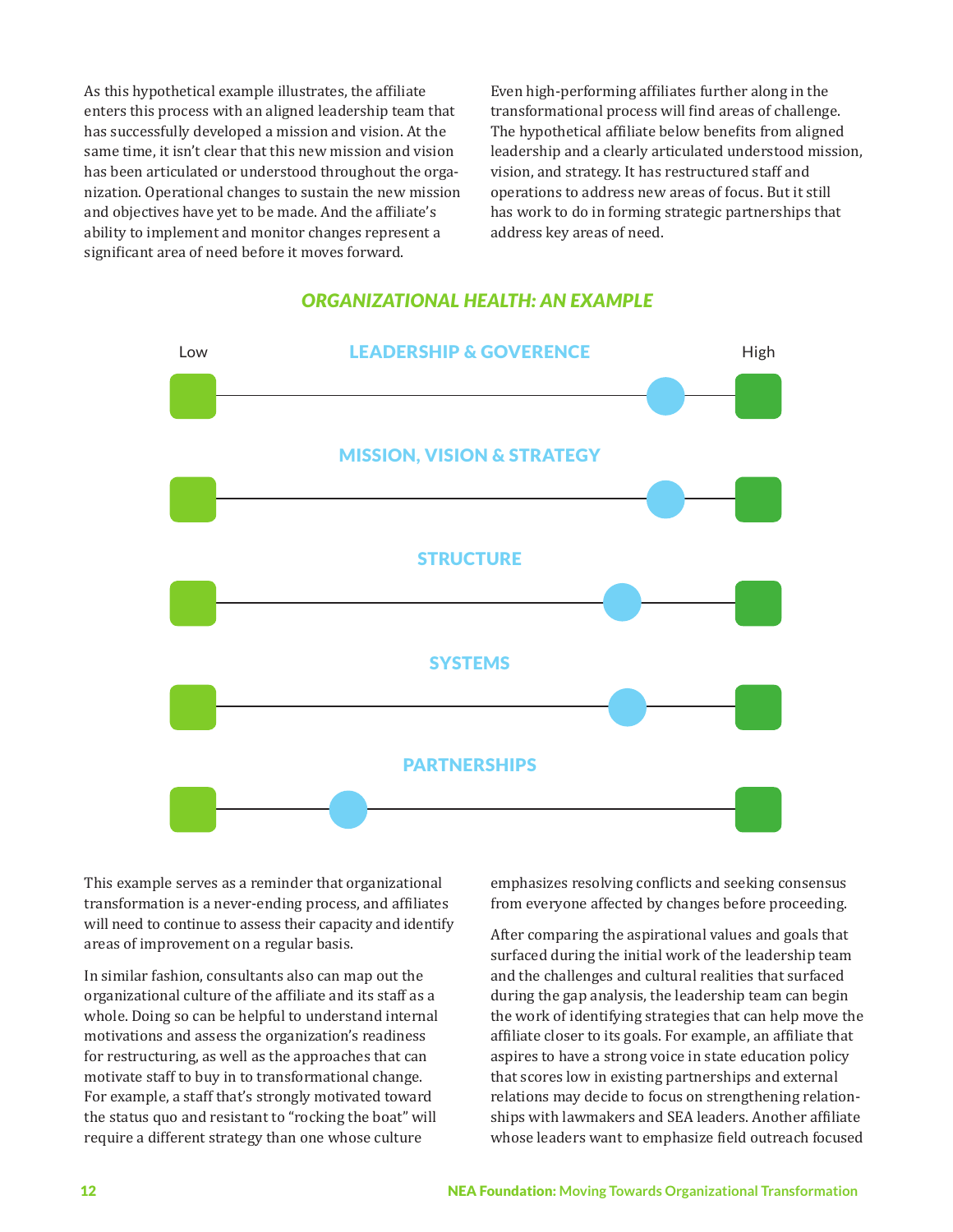As this hypothetical example illustrates, the affiliate enters this process with an aligned leadership team that has successfully developed a mission and vision. At the same time, it isn't clear that this new mission and vision has been articulated or understood throughout the organization. Operational changes to sustain the new mission and objectives have yet to be made. And the affiliate's ability to implement and monitor changes represent a significant area of need before it moves forward.

Even high-performing affiliates further along in the transformational process will find areas of challenge. The hypothetical affiliate below benefits from aligned leadership and a clearly articulated understood mission, vision, and strategy. It has restructured staff and operations to address new areas of focus. But it still has work to do in forming strategic partnerships that address key areas of need.

### *ORGANIZATIONAL HEALTH: AN EXAMPLE*

Low — High

**LEADERSHIP & GOVERENCE**

**MISSION, VISION & STRATEGY**

**STRUCTURE**

**SYSTEMS**

**PARTNERSHIPS**

This example serves as a reminder that organizational transformation is a never-ending process, and affiliates will need to continue to assess their capacity and identify areas of improvement on a regular basis.

In similar fashion, consultants also can map out the organizational culture of the affiliate and its staff as a whole. Doing so can be helpful to understand internal motivations and assess the organization's readiness for restructuring, as well as the approaches that can motivate staff to buy in to transformational change. For example, a staff that's strongly motivated toward the status quo and resistant to "rocking the boat" will require a different strategy than one whose culture emphasizes resolving conflicts and seeking consensus from everyone affected by changes before proceeding.

After comparing the aspirational values and goals that surfaced during the initial work of the leadership team and the challenges and cultural realities that surfaced during the gap analysis, the leadership team can begin the work of identifying strategies that can help move the affiliate closer to its goals. For example, an affiliate that aspires to have a strong voice in state education policy that scores low in existing partnerships and external relations may decide to focus on strengthening relationships with lawmakers and SEA leaders. Another affiliate whose leaders want to emphasize field outreach focused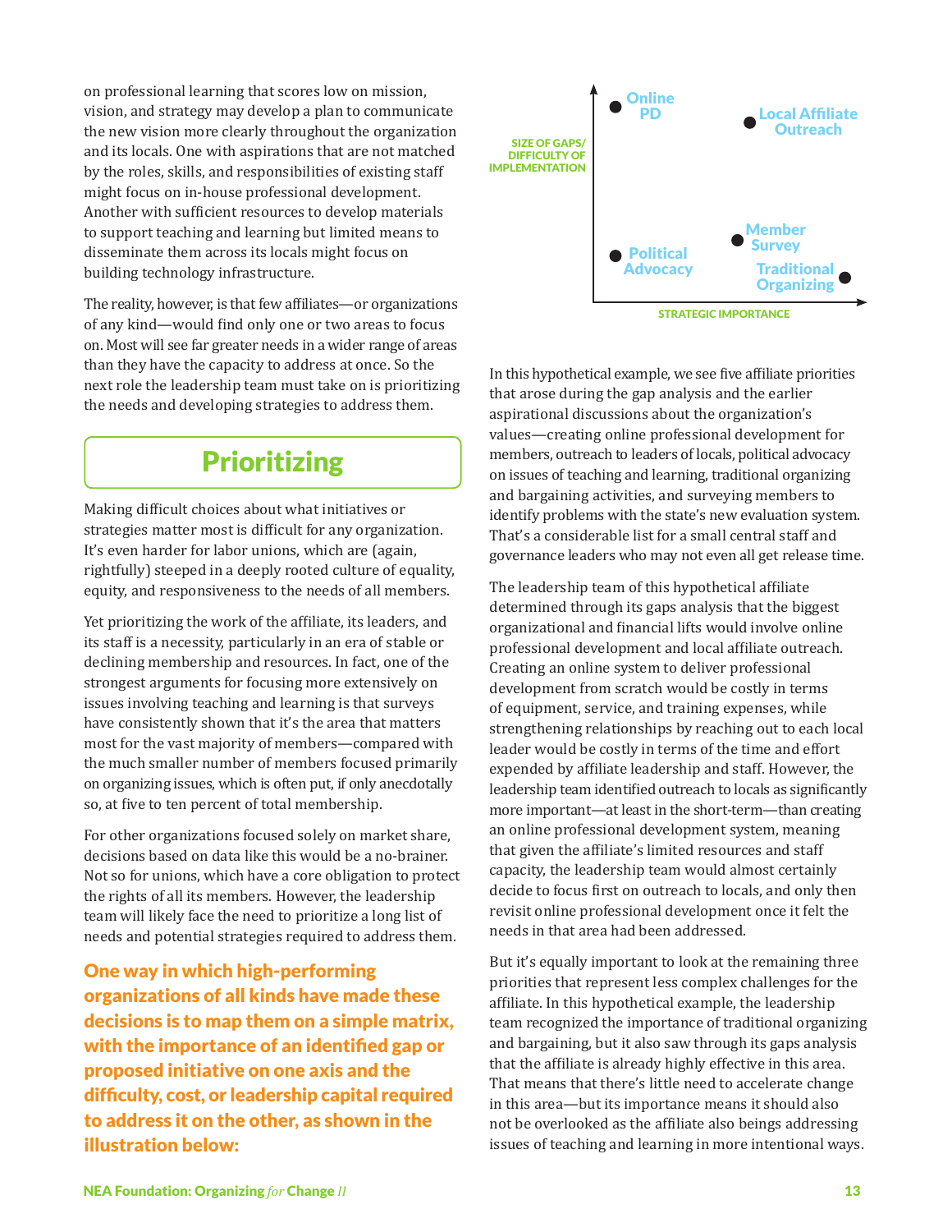on professional learning that scores low on mission, vision, and strategy may develop a plan to communicate the new vision more clearly throughout the organization and its locals. One with aspirations that are not matched by the roles, skills, and responsibilities of existing staff might focus on in-house professional development. Another with sufficient resources to develop materials to support teaching and learning but limited means to disseminate them across its locals might focus on building technology infrastructure.

The reality, however, is that few affiliates—or organizations of any kind—would find only one or two areas to focus on. Most will see far greater needs in a wider range of areas than they have the capacity to address at once. So the next role the leadership team must take on is prioritizing the needs and developing strategies to address them.

## Prioritizing

Making difficult choices about what initiatives or strategies matter most is difficult for any organization. It's even harder for labor unions, which are (again, rightfully) steeped in a deeply rooted culture of equality, equity, and responsiveness to the needs of all members.

Yet prioritizing the work of the affiliate, its leaders, and its staff is a necessity, particularly in an era of stable or declining membership and resources. In fact, one of the strongest arguments for focusing more extensively on issues involving teaching and learning is that surveys have consistently shown that it's the area that matters most for the vast majority of members—compared with the much smaller number of members focused primarily on organizing issues, which is often put, if only anecdotally so, at five to ten percent of total membership.

For other organizations focused solely on market share, decisions based on data like this would be a no-brainer. Not so for unions, which have a core obligation to protect the rights of all its members. However, the leadership team will likely face the need to prioritize a long list of needs and potential strategies required to address them.

**One way in which high-performing organizations of all kinds have made these decisions is to map them on a simple matrix, with the importance of an identified gap or proposed initiative on one axis and the difficulty, cost, or leadership capital required to address it on the other, as shown in the illustration below:**

SIZE OF GAPS/ DIFFICULTY OF IMPLEMENTATION

Online PD

Local Affiliate Outreach

Member Survey

Political Advocacy

Traditional Organizing

STRATEGIC IMPORTANCE

In this hypothetical example, we see five affiliate priorities that arose during the gap analysis and the earlier aspirational discussions about the organization's values—creating online professional development for members, outreach to leaders of locals, political advocacy on issues of teaching and learning, traditional organizing and bargaining activities, and surveying members to identify problems with the state's new evaluation system. That's a considerable list for a small central staff and governance leaders who may not even all get release time.

The leadership team of this hypothetical affiliate determined through its gaps analysis that the biggest organizational and financial lifts would involve online professional development and local affiliate outreach. Creating an online system to deliver professional development from scratch would be costly in terms of equipment, service, and training expenses, while strengthening relationships by reaching out to each local leader would be costly in terms of the time and effort expended by affiliate leadership and staff. However, the leadership team identified outreach to locals as significantly more important—at least in the short-term—than creating an online professional development system, meaning that given the affiliate's limited resources and staff capacity, the leadership team would almost certainly decide to focus first on outreach to locals, and only then revisit online professional development once it felt the needs in that area had been addressed.

But it's equally important to look at the remaining three priorities that represent less complex challenges for the affiliate. In this hypothetical example, the leadership team recognized the importance of traditional organizing and bargaining, but it also saw through its gaps analysis that the affiliate is already highly effective in this area. That means that there's little need to accelerate change in this area—but its importance means it should also not be overlooked as the affiliate also beings addressing issues of teaching and learning in more intentional ways.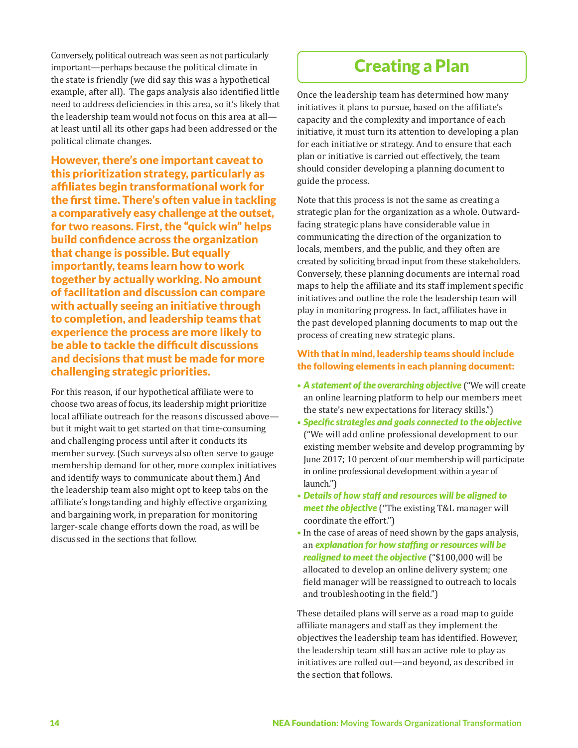Conversely, political outreach was seen as not particularly important—perhaps because the political climate in the state is friendly (we did say this was a hypothetical example, after all). The gaps analysis also identified little need to address deficiencies in this area, so it's likely that the leadership team would not focus on this area at all—at least until all its other gaps had been addressed or the political climate changes.

**However, there's one important caveat to this prioritization strategy, particularly as affiliates begin transformational work for the first time. There's often value in tackling a comparatively easy challenge at the outset, for two reasons. First, the "quick win" helps build confidence across the organization that change is possible. But equally importantly, teams learn how to work together by actually working. No amount of facilitation and discussion can compare with actually seeing an initiative through to completion, and leadership teams that experience the process are more likely to be able to tackle the difficult discussions and decisions that must be made for more challenging strategic priorities.**

For this reason, if our hypothetical affiliate were to choose two areas of focus, its leadership might prioritize local affiliate outreach for the reasons discussed above—but it might wait to get started on that time-consuming and challenging process until after it conducts its member survey. (Such surveys also often serve to gauge membership demand for other, more complex initiatives and identify ways to communicate about them.) And the leadership team also might opt to keep tabs on the affiliate's longstanding and highly effective organizing and bargaining work, in preparation for monitoring larger-scale change efforts down the road, as will be discussed in the sections that follow.

# Creating a Plan

Once the leadership team has determined how many initiatives it plans to pursue, based on the affiliate's capacity and the complexity and importance of each initiative, it must turn its attention to developing a plan for each initiative or strategy. And to ensure that each plan or initiative is carried out effectively, the team should consider developing a planning document to guide the process.

Note that this process is not the same as creating a strategic plan for the organization as a whole. Outward-facing strategic plans have considerable value in communicating the direction of the organization to locals, members, and the public, and they often are created by soliciting broad input from these stakeholders. Conversely, these planning documents are internal road maps to help the affiliate and its staff implement specific initiatives and outline the role the leadership team will play in monitoring progress. In fact, affiliates have in the past developed planning documents to map out the process of creating new strategic plans.

**With that in mind, leadership teams should include the following elements in each planning document:**

- ***A statement of the overarching objective*** ("We will create an online learning platform to help our members meet the state's new expectations for literacy skills.")
- ***Specific strategies and goals connected to the objective*** ("We will add online professional development to our existing member website and develop programming by June 2017; 10 percent of our membership will participate in online professional development within a year of launch.")
- ***Details of how staff and resources will be aligned to meet the objective*** ("The existing T&L manager will coordinate the effort.")
- In the case of areas of need shown by the gaps analysis, an ***explanation for how staffing or resources will be realigned to meet the objective*** ("$100,000 will be allocated to develop an online delivery system; one field manager will be reassigned to outreach to locals and troubleshooting in the field.")

These detailed plans will serve as a road map to guide affiliate managers and staff as they implement the objectives the leadership team has identified. However, the leadership team still has an active role to play as initiatives are rolled out—and beyond, as described in the section that follows.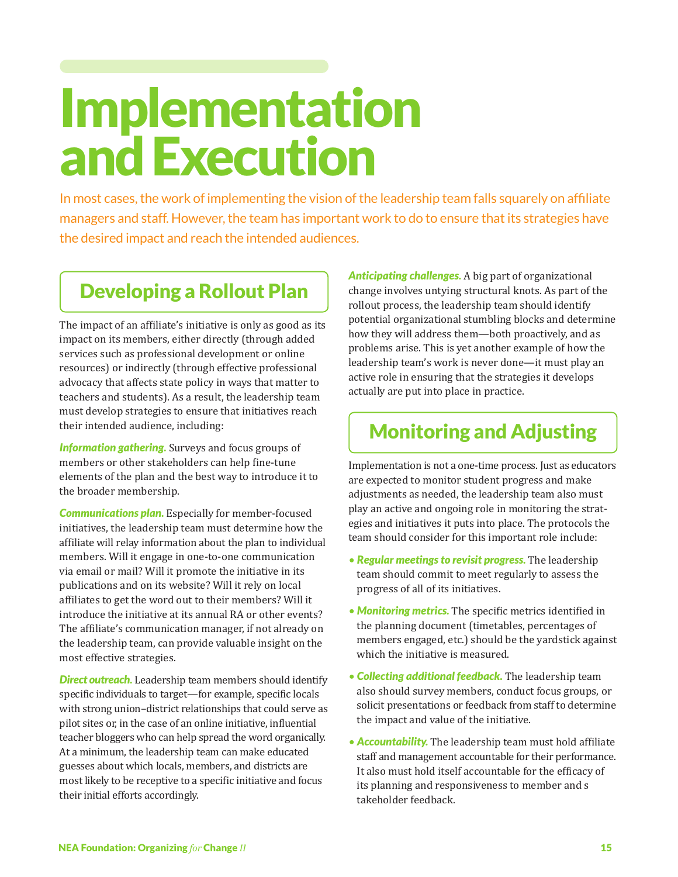# Implementation and Execution

In most cases, the work of implementing the vision of the leadership team falls squarely on affiliate managers and staff. However, the team has important work to do to ensure that its strategies have the desired impact and reach the intended audiences.

## Developing a Rollout Plan

The impact of an affiliate's initiative is only as good as its impact on its members, either directly (through added services such as professional development or online resources) or indirectly (through effective professional advocacy that affects state policy in ways that matter to teachers and students). As a result, the leadership team must develop strategies to ensure that initiatives reach their intended audience, including:

***Information gathering.*** Surveys and focus groups of members or other stakeholders can help fine-tune elements of the plan and the best way to introduce it to the broader membership.

***Communications plan.*** Especially for member-focused initiatives, the leadership team must determine how the affiliate will relay information about the plan to individual members. Will it engage in one-to-one communication via email or mail? Will it promote the initiative in its publications and on its website? Will it rely on local affiliates to get the word out to their members? Will it introduce the initiative at its annual RA or other events? The affiliate's communication manager, if not already on the leadership team, can provide valuable insight on the most effective strategies.

***Direct outreach.*** Leadership team members should identify specific individuals to target—for example, specific locals with strong union–district relationships that could serve as pilot sites or, in the case of an online initiative, influential teacher bloggers who can help spread the word organically. At a minimum, the leadership team can make educated guesses about which locals, members, and districts are most likely to be receptive to a specific initiative and focus their initial efforts accordingly.

***Anticipating challenges.*** A big part of organizational change involves untying structural knots. As part of the rollout process, the leadership team should identify potential organizational stumbling blocks and determine how they will address them—both proactively, and as problems arise. This is yet another example of how the leadership team's work is never done—it must play an active role in ensuring that the strategies it develops actually are put into place in practice.

## Monitoring and Adjusting

Implementation is not a one-time process. Just as educators are expected to monitor student progress and make adjustments as needed, the leadership team also must play an active and ongoing role in monitoring the strategies and initiatives it puts into place. The protocols the team should consider for this important role include:

- ***Regular meetings to revisit progress.*** The leadership team should commit to meet regularly to assess the progress of all of its initiatives.
- ***Monitoring metrics.*** The specific metrics identified in the planning document (timetables, percentages of members engaged, etc.) should be the yardstick against which the initiative is measured.
- ***Collecting additional feedback.*** The leadership team also should survey members, conduct focus groups, or solicit presentations or feedback from staff to determine the impact and value of the initiative.
- ***Accountability.*** The leadership team must hold affiliate staff and management accountable for their performance. It also must hold itself accountable for the efficacy of its planning and responsiveness to member and s takeholder feedback.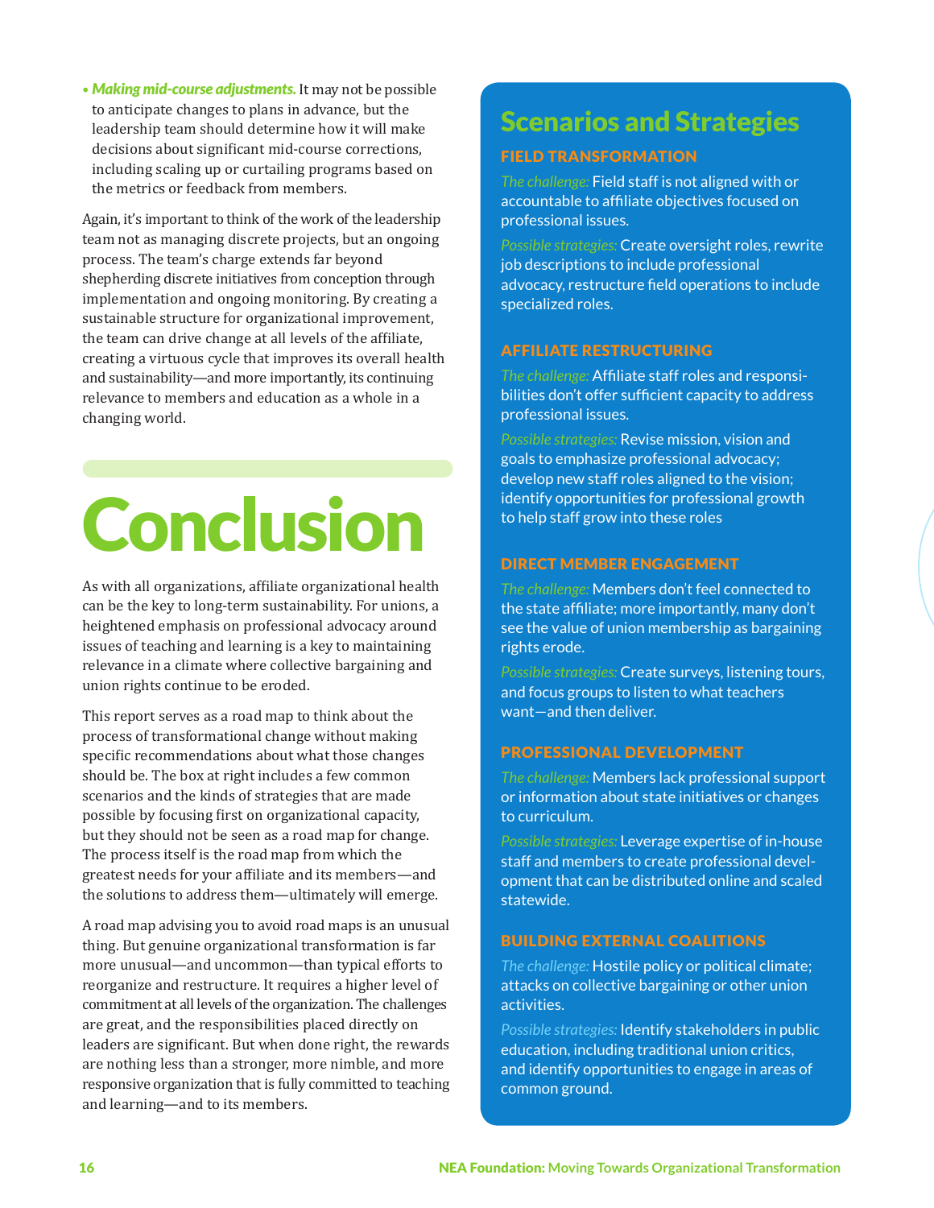- ***Making mid-course adjustments.*** It may not be possible to anticipate changes to plans in advance, but the leadership team should determine how it will make decisions about significant mid-course corrections, including scaling up or curtailing programs based on the metrics or feedback from members.

Again, it's important to think of the work of the leadership team not as managing discrete projects, but an ongoing process. The team's charge extends far beyond shepherding discrete initiatives from conception through implementation and ongoing monitoring. By creating a sustainable structure for organizational improvement, the team can drive change at all levels of the affiliate, creating a virtuous cycle that improves its overall health and sustainability—and more importantly, its continuing relevance to members and education as a whole in a changing world.

# Conclusion

As with all organizations, affiliate organizational health can be the key to long-term sustainability. For unions, a heightened emphasis on professional advocacy around issues of teaching and learning is a key to maintaining relevance in a climate where collective bargaining and union rights continue to be eroded.

This report serves as a road map to think about the process of transformational change without making specific recommendations about what those changes should be. The box at right includes a few common scenarios and the kinds of strategies that are made possible by focusing first on organizational capacity, but they should not be seen as a road map for change. The process itself is the road map from which the greatest needs for your affiliate and its members—and the solutions to address them—ultimately will emerge.

A road map advising you to avoid road maps is an unusual thing. But genuine organizational transformation is far more unusual—and uncommon—than typical efforts to reorganize and restructure. It requires a higher level of commitment at all levels of the organization. The challenges are great, and the responsibilities placed directly on leaders are significant. But when done right, the rewards are nothing less than a stronger, more nimble, and more responsive organization that is fully committed to teaching and learning—and to its members.

## Scenarios and Strategies

### FIELD TRANSFORMATION

*The challenge:* Field staff is not aligned with or accountable to affiliate objectives focused on professional issues.

*Possible strategies:* Create oversight roles, rewrite job descriptions to include professional advocacy, restructure field operations to include specialized roles.

### AFFILIATE RESTRUCTURING

*The challenge:* Affiliate staff roles and responsibilities don't offer sufficient capacity to address professional issues.

*Possible strategies:* Revise mission, vision and goals to emphasize professional advocacy; develop new staff roles aligned to the vision; identify opportunities for professional growth to help staff grow into these roles

### DIRECT MEMBER ENGAGEMENT

*The challenge:* Members don't feel connected to the state affiliate; more importantly, many don't see the value of union membership as bargaining rights erode.

*Possible strategies:* Create surveys, listening tours, and focus groups to listen to what teachers want—and then deliver.

### PROFESSIONAL DEVELOPMENT

*The challenge:* Members lack professional support or information about state initiatives or changes to curriculum.

*Possible strategies:* Leverage expertise of in-house staff and members to create professional development that can be distributed online and scaled statewide.

### BUILDING EXTERNAL COALITIONS

*The challenge:* Hostile policy or political climate; attacks on collective bargaining or other union activities.

*Possible strategies:* Identify stakeholders in public education, including traditional union critics, and identify opportunities to engage in areas of common ground.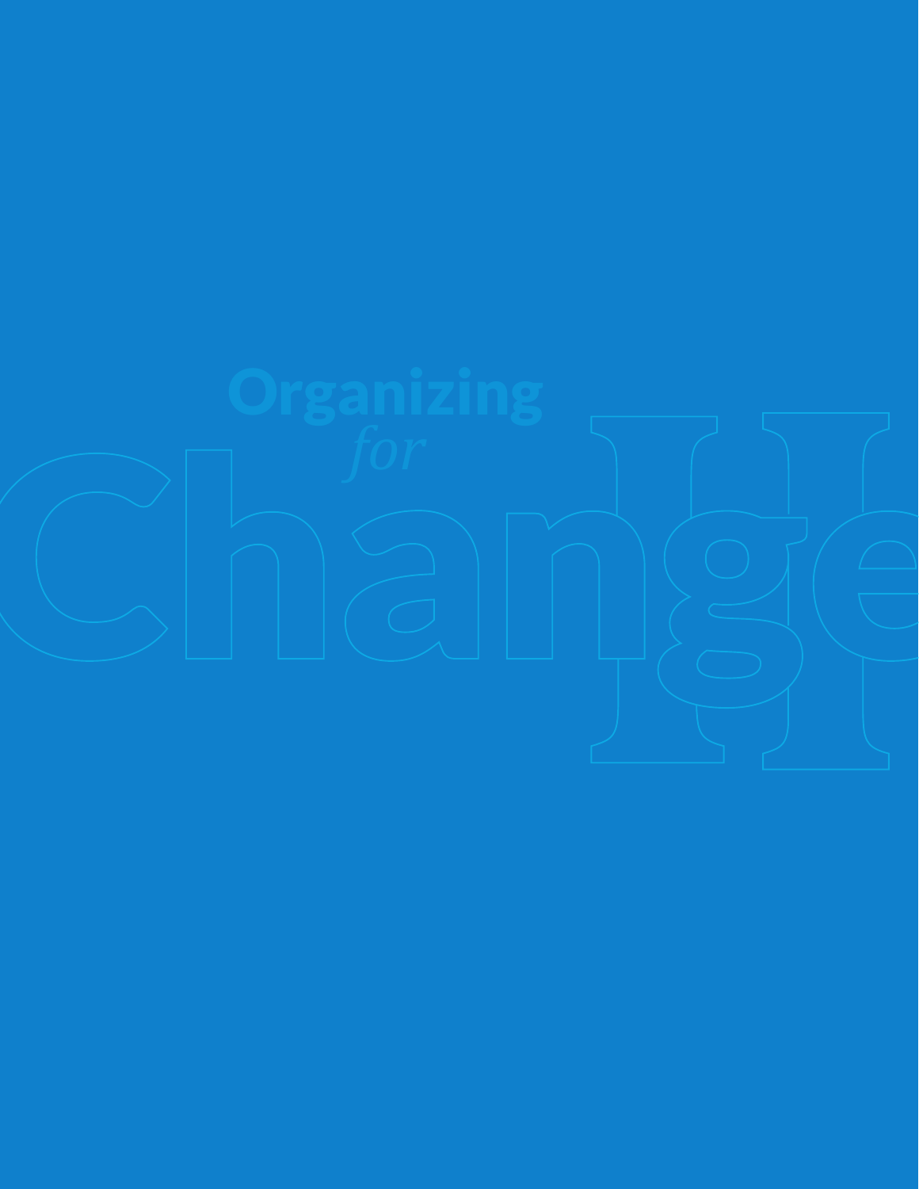# Organizing *for* Change II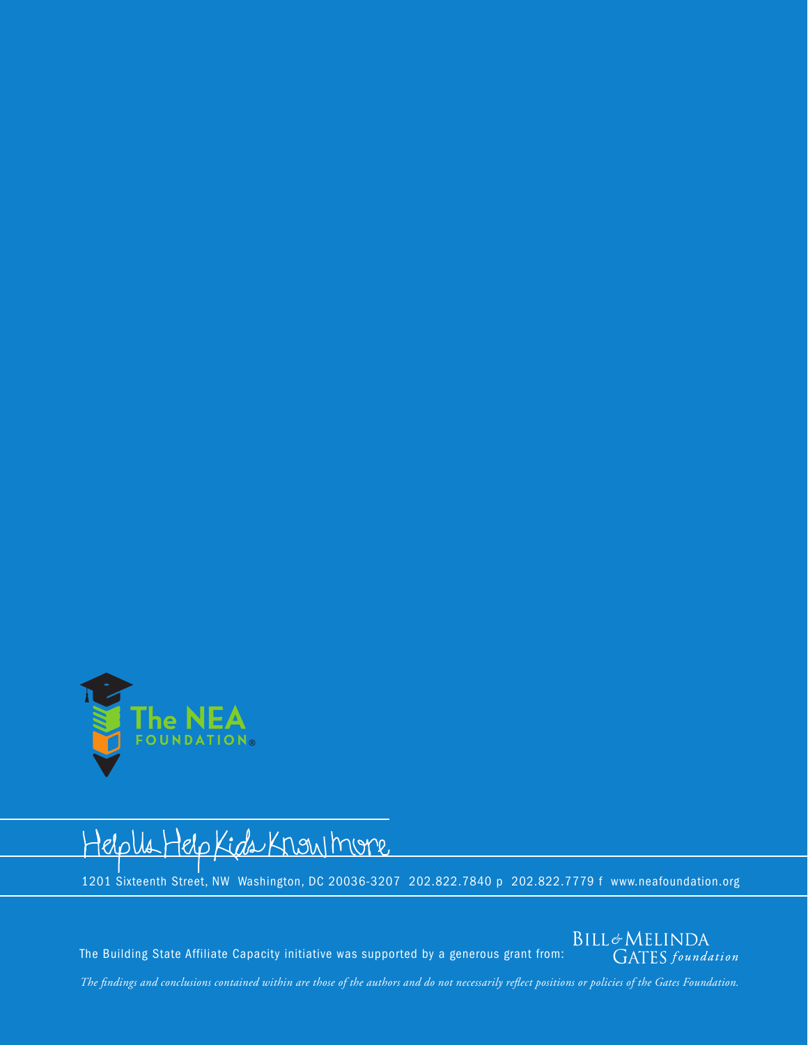The NEA FOUNDATION®

Help Us Help Kids Know More

1201 Sixteenth Street, NW Washington, DC 20036-3207 202.822.7840 p 202.822.7779 f www.neafoundation.org

The Building State Affiliate Capacity initiative was supported by a generous grant from: BILL & MELINDA GATES foundation

*The findings and conclusions contained within are those of the authors and do not necessarily reflect positions or policies of the Gates Foundation.*